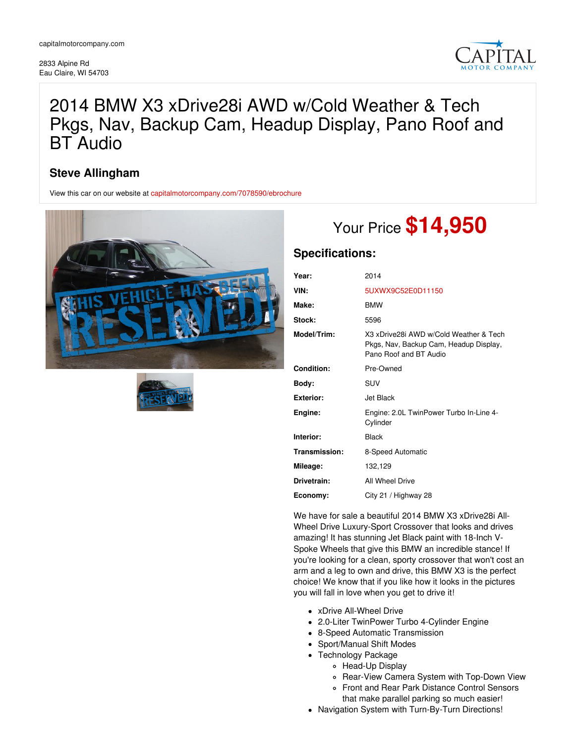capitalmotorcompany.com

2833 Alpine Rd
Eau Claire, WI 54703

# 2014 BMW X3 xDrive28i AWD w/Cold Weather & Tech Pkgs, Nav, Backup Cam, Headup Display, Pano Roof and BT Audio

### Steve Allingham

View this car on our website at capitalmotorcompany.com/7078590/ebrochure

Your Price **$14,950**

## Specifications:

| | |
|---|---|
| **Year:** | 2014 |
| **VIN:** | 5UXWX9C52E0D11150 |
| **Make:** | BMW |
| **Stock:** | 5596 |
| **Model/Trim:** | X3 xDrive28i AWD w/Cold Weather & Tech Pkgs, Nav, Backup Cam, Headup Display, Pano Roof and BT Audio |
| **Condition:** | Pre-Owned |
| **Body:** | SUV |
| **Exterior:** | Jet Black |
| **Engine:** | Engine: 2.0L TwinPower Turbo In-Line 4-Cylinder |
| **Interior:** | Black |
| **Transmission:** | 8-Speed Automatic |
| **Mileage:** | 132,129 |
| **Drivetrain:** | All Wheel Drive |
| **Economy:** | City 21 / Highway 28 |

We have for sale a beautiful 2014 BMW X3 xDrive28i All-Wheel Drive Luxury-Sport Crossover that looks and drives amazing! It has stunning Jet Black paint with 18-Inch V-Spoke Wheels that give this BMW an incredible stance! If you're looking for a clean, sporty crossover that won't cost an arm and a leg to own and drive, this BMW X3 is the perfect choice! We know that if you like how it looks in the pictures you will fall in love when you get to drive it!

- xDrive All-Wheel Drive
- 2.0-Liter TwinPower Turbo 4-Cylinder Engine
- 8-Speed Automatic Transmission
- Sport/Manual Shift Modes
- Technology Package
  - Head-Up Display
  - Rear-View Camera System with Top-Down View
  - Front and Rear Park Distance Control Sensors that make parallel parking so much easier!
- Navigation System with Turn-By-Turn Directions!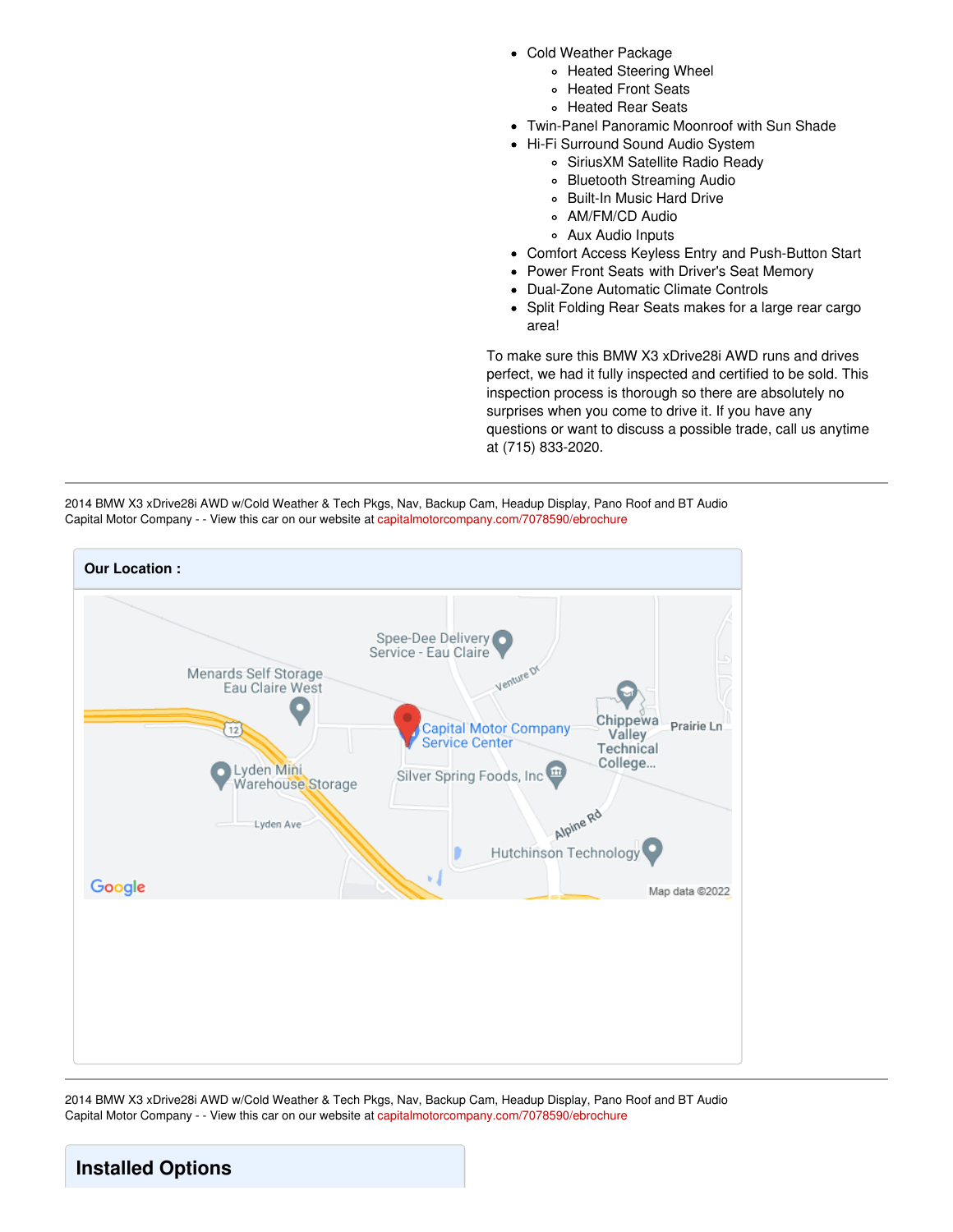- Cold Weather Package
  - Heated Steering Wheel
  - Heated Front Seats
  - Heated Rear Seats
- Twin-Panel Panoramic Moonroof with Sun Shade
- Hi-Fi Surround Sound Audio System
  - SiriusXM Satellite Radio Ready
  - Bluetooth Streaming Audio
  - Built-In Music Hard Drive
  - AM/FM/CD Audio
  - Aux Audio Inputs
- Comfort Access Keyless Entry and Push-Button Start
- Power Front Seats with Driver's Seat Memory
- Dual-Zone Automatic Climate Controls
- Split Folding Rear Seats makes for a large rear cargo area!

To make sure this BMW X3 xDrive28i AWD runs and drives perfect, we had it fully inspected and certified to be sold. This inspection process is thorough so there are absolutely no surprises when you come to drive it. If you have any questions or want to discuss a possible trade, call us anytime at (715) 833-2020.

**Our Location :**

Spee-Dee Delivery Service - Eau Claire
Menards Self Storage Eau Claire West
Capital Motor Company Service Center
Chippewa Valley Technical College...
Prairie Ln
Venture Dr
Lyden Mini Warehouse Storage
Silver Spring Foods, Inc
Lyden Ave
Alpine Rd
Hutchinson Technology
Google
Map data ©2022

## Installed Options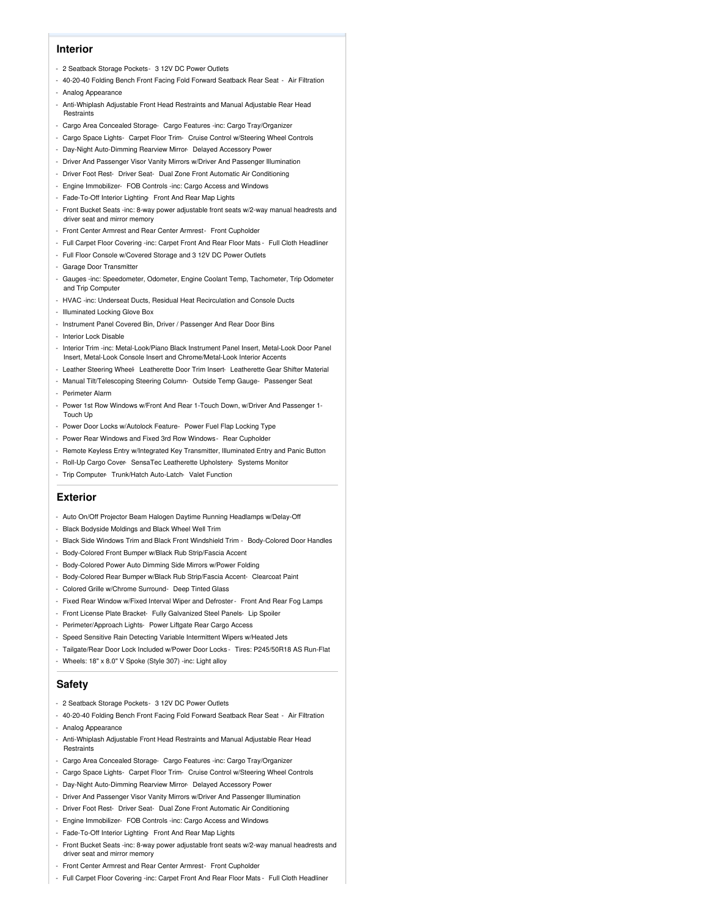## Interior

- 2 Seatback Storage Pockets- 3 12V DC Power Outlets
- 40-20-40 Folding Bench Front Facing Fold Forward Seatback Rear Seat - Air Filtration
- Analog Appearance
- Anti-Whiplash Adjustable Front Head Restraints and Manual Adjustable Rear Head Restraints
- Cargo Area Concealed Storage- Cargo Features -inc: Cargo Tray/Organizer
- Cargo Space Lights- Carpet Floor Trim- Cruise Control w/Steering Wheel Controls
- Day-Night Auto-Dimming Rearview Mirror- Delayed Accessory Power
- Driver And Passenger Visor Vanity Mirrors w/Driver And Passenger Illumination
- Driver Foot Rest- Driver Seat- Dual Zone Front Automatic Air Conditioning
- Engine Immobilizer- FOB Controls -inc: Cargo Access and Windows
- Fade-To-Off Interior Lighting- Front And Rear Map Lights
- Front Bucket Seats -inc: 8-way power adjustable front seats w/2-way manual headrests and driver seat and mirror memory
- Front Center Armrest and Rear Center Armrest- Front Cupholder
- Full Carpet Floor Covering -inc: Carpet Front And Rear Floor Mats - Full Cloth Headliner
- Full Floor Console w/Covered Storage and 3 12V DC Power Outlets
- Garage Door Transmitter
- Gauges -inc: Speedometer, Odometer, Engine Coolant Temp, Tachometer, Trip Odometer and Trip Computer
- HVAC -inc: Underseat Ducts, Residual Heat Recirculation and Console Ducts
- Illuminated Locking Glove Box
- Instrument Panel Covered Bin, Driver / Passenger And Rear Door Bins
- Interior Lock Disable
- Interior Trim -inc: Metal-Look/Piano Black Instrument Panel Insert, Metal-Look Door Panel Insert, Metal-Look Console Insert and Chrome/Metal-Look Interior Accents
- Leather Steering Wheel- Leatherette Door Trim Insert- Leatherette Gear Shifter Material
- Manual Tilt/Telescoping Steering Column- Outside Temp Gauge- Passenger Seat
- Perimeter Alarm
- Power 1st Row Windows w/Front And Rear 1-Touch Down, w/Driver And Passenger 1-Touch Up
- Power Door Locks w/Autolock Feature- Power Fuel Flap Locking Type
- Power Rear Windows and Fixed 3rd Row Windows- Rear Cupholder
- Remote Keyless Entry w/Integrated Key Transmitter, Illuminated Entry and Panic Button
- Roll-Up Cargo Cover- SensaTec Leatherette Upholstery- Systems Monitor
- Trip Computer- Trunk/Hatch Auto-Latch- Valet Function

## Exterior

- Auto On/Off Projector Beam Halogen Daytime Running Headlamps w/Delay-Off
- Black Bodyside Moldings and Black Wheel Well Trim
- Black Side Windows Trim and Black Front Windshield Trim - Body-Colored Door Handles
- Body-Colored Front Bumper w/Black Rub Strip/Fascia Accent
- Body-Colored Power Auto Dimming Side Mirrors w/Power Folding
- Body-Colored Rear Bumper w/Black Rub Strip/Fascia Accent- Clearcoat Paint
- Colored Grille w/Chrome Surround- Deep Tinted Glass
- Fixed Rear Window w/Fixed Interval Wiper and Defroster- Front And Rear Fog Lamps
- Front License Plate Bracket- Fully Galvanized Steel Panels- Lip Spoiler
- Perimeter/Approach Lights- Power Liftgate Rear Cargo Access
- Speed Sensitive Rain Detecting Variable Intermittent Wipers w/Heated Jets
- Tailgate/Rear Door Lock Included w/Power Door Locks - Tires: P245/50R18 AS Run-Flat
- Wheels: 18" x 8.0" V Spoke (Style 307) -inc: Light alloy

## Safety

- 2 Seatback Storage Pockets- 3 12V DC Power Outlets
- 40-20-40 Folding Bench Front Facing Fold Forward Seatback Rear Seat - Air Filtration
- Analog Appearance
- Anti-Whiplash Adjustable Front Head Restraints and Manual Adjustable Rear Head Restraints
- Cargo Area Concealed Storage- Cargo Features -inc: Cargo Tray/Organizer
- Cargo Space Lights- Carpet Floor Trim- Cruise Control w/Steering Wheel Controls
- Day-Night Auto-Dimming Rearview Mirror- Delayed Accessory Power
- Driver And Passenger Visor Vanity Mirrors w/Driver And Passenger Illumination
- Driver Foot Rest- Driver Seat- Dual Zone Front Automatic Air Conditioning
- Engine Immobilizer- FOB Controls -inc: Cargo Access and Windows
- Fade-To-Off Interior Lighting- Front And Rear Map Lights
- Front Bucket Seats -inc: 8-way power adjustable front seats w/2-way manual headrests and driver seat and mirror memory
- Front Center Armrest and Rear Center Armrest- Front Cupholder
- Full Carpet Floor Covering -inc: Carpet Front And Rear Floor Mats - Full Cloth Headliner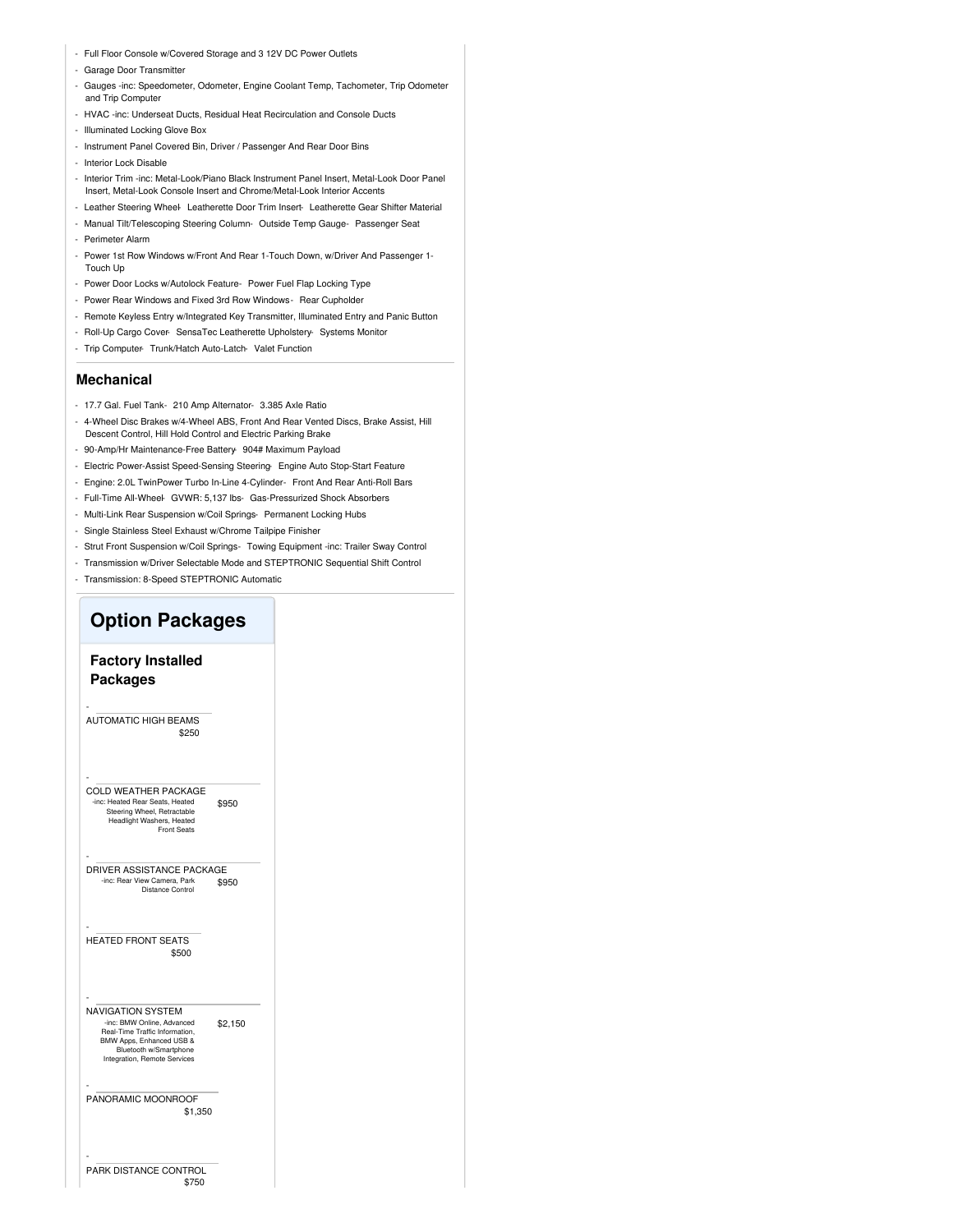- Full Floor Console w/Covered Storage and 3 12V DC Power Outlets
- Garage Door Transmitter
- Gauges -inc: Speedometer, Odometer, Engine Coolant Temp, Tachometer, Trip Odometer and Trip Computer
- HVAC -inc: Underseat Ducts, Residual Heat Recirculation and Console Ducts
- Illuminated Locking Glove Box
- Instrument Panel Covered Bin, Driver / Passenger And Rear Door Bins
- Interior Lock Disable
- Interior Trim -inc: Metal-Look/Piano Black Instrument Panel Insert, Metal-Look Door Panel Insert, Metal-Look Console Insert and Chrome/Metal-Look Interior Accents
- Leather Steering Wheel- Leatherette Door Trim Insert- Leatherette Gear Shifter Material
- Manual Tilt/Telescoping Steering Column- Outside Temp Gauge- Passenger Seat
- Perimeter Alarm
- Power 1st Row Windows w/Front And Rear 1-Touch Down, w/Driver And Passenger 1-Touch Up
- Power Door Locks w/Autolock Feature- Power Fuel Flap Locking Type
- Power Rear Windows and Fixed 3rd Row Windows- Rear Cupholder
- Remote Keyless Entry w/Integrated Key Transmitter, Illuminated Entry and Panic Button
- Roll-Up Cargo Cover- SensaTec Leatherette Upholstery- Systems Monitor
- Trip Computer- Trunk/Hatch Auto-Latch- Valet Function

### Mechanical

- 17.7 Gal. Fuel Tank- 210 Amp Alternator- 3.385 Axle Ratio
- 4-Wheel Disc Brakes w/4-Wheel ABS, Front And Rear Vented Discs, Brake Assist, Hill Descent Control, Hill Hold Control and Electric Parking Brake
- 90-Amp/Hr Maintenance-Free Battery- 904# Maximum Payload
- Electric Power-Assist Speed-Sensing Steering- Engine Auto Stop-Start Feature
- Engine: 2.0L TwinPower Turbo In-Line 4-Cylinder- Front And Rear Anti-Roll Bars
- Full-Time All-Wheel- GVWR: 5,137 lbs- Gas-Pressurized Shock Absorbers
- Multi-Link Rear Suspension w/Coil Springs- Permanent Locking Hubs
- Single Stainless Steel Exhaust w/Chrome Tailpipe Finisher
- Strut Front Suspension w/Coil Springs- Towing Equipment -inc: Trailer Sway Control
- Transmission w/Driver Selectable Mode and STEPTRONIC Sequential Shift Control
- Transmission: 8-Speed STEPTRONIC Automatic

## Option Packages

### Factory Installed Packages

- AUTOMATIC HIGH BEAMS $250
- COLD WEATHER PACKAGE -inc: Heated Rear Seats, Heated Steering Wheel, Retractable Headlight Washers, Heated Front Seats $950
- DRIVER ASSISTANCE PACKAGE -inc: Rear View Camera, Park Distance Control $950
- HEATED FRONT SEATS $500
- NAVIGATION SYSTEM -inc: BMW Online, Advanced Real-Time Traffic Information, BMW Apps, Enhanced USB & Bluetooth w/Smartphone Integration, Remote Services $2,150
- PANORAMIC MOONROOF $1,350
- PARK DISTANCE CONTROL $750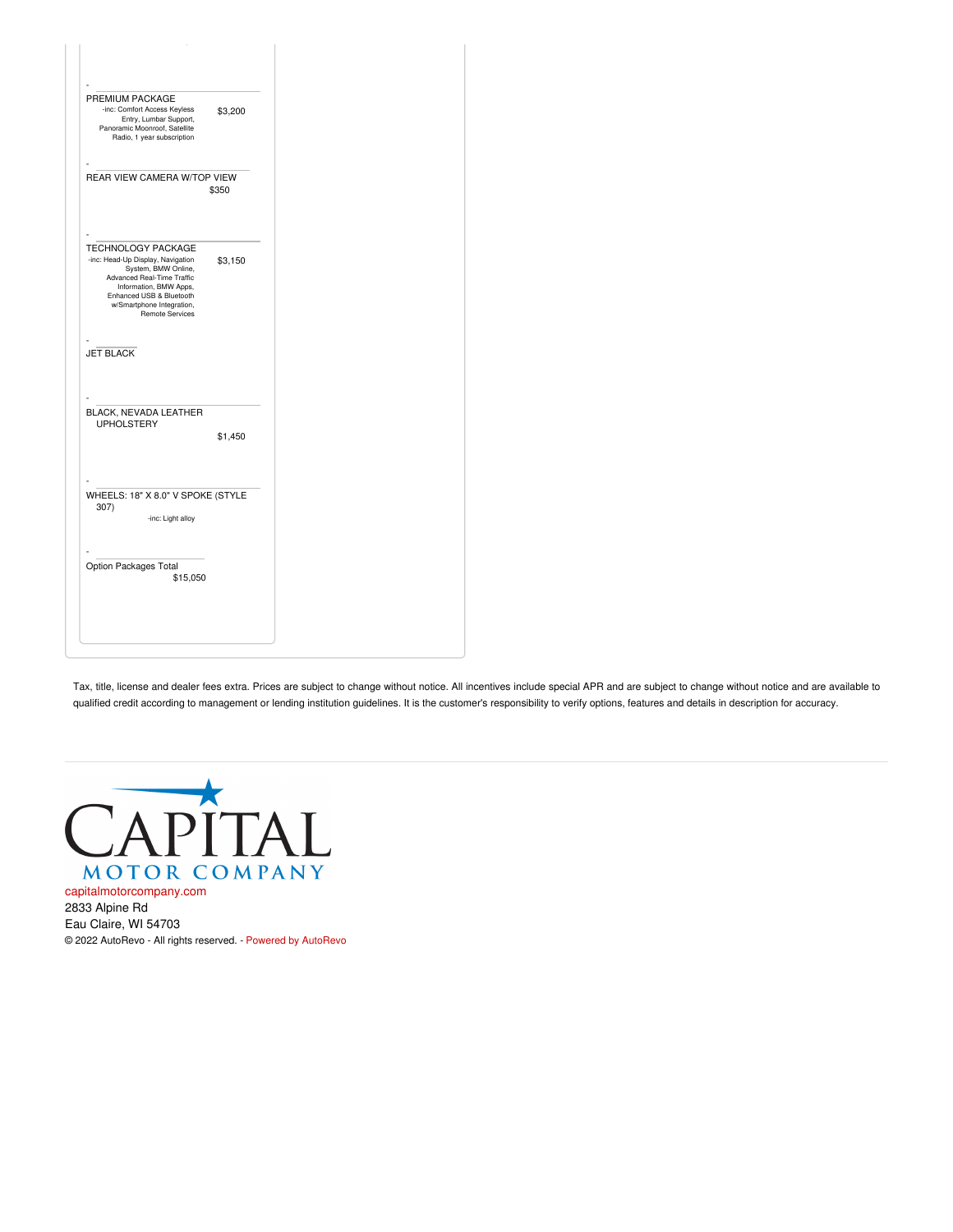| | |
|---|---|
| PREMIUM PACKAGE<br>-inc: Comfort Access Keyless Entry, Lumbar Support, Panoramic Moonroof, Satellite Radio, 1 year subscription | $3,200 |
| REAR VIEW CAMERA W/TOP VIEW | $350 |
| TECHNOLOGY PACKAGE<br>-inc: Head-Up Display, Navigation System, BMW Online, Advanced Real-Time Traffic Information, BMW Apps, Enhanced USB & Bluetooth w/Smartphone Integration, Remote Services | $3,150 |
| JET BLACK | |
| BLACK, NEVADA LEATHER UPHOLSTERY | $1,450 |
| WHEELS: 18" X 8.0" V SPOKE (STYLE 307)<br>-inc: Light alloy | |
| Option Packages Total | $15,050 |

Tax, title, license and dealer fees extra. Prices are subject to change without notice. All incentives include special APR and are subject to change without notice and are available to qualified credit according to management or lending institution guidelines. It is the customer's responsibility to verify options, features and details in description for accuracy.

CAPITAL MOTOR COMPANY

capitalmotorcompany.com
2833 Alpine Rd
Eau Claire, WI 54703
© 2022 AutoRevo - All rights reserved. - Powered by AutoRevo